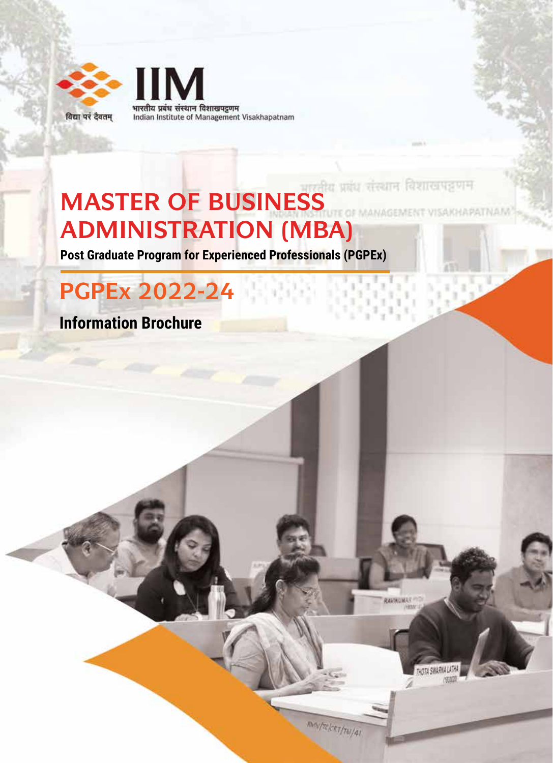विद्या परं दैवतम्

भारतीय प्रबंध संस्थान विशाखपट्टणम

Indian Institute of Management Visakhapatnam

# MASTER OF BUSINESS ADMINISTRATION (MBA)

**Post Graduate Program for Experienced Professionals (PGPEx)**

# PGPEx 2022-24

## Information Brochure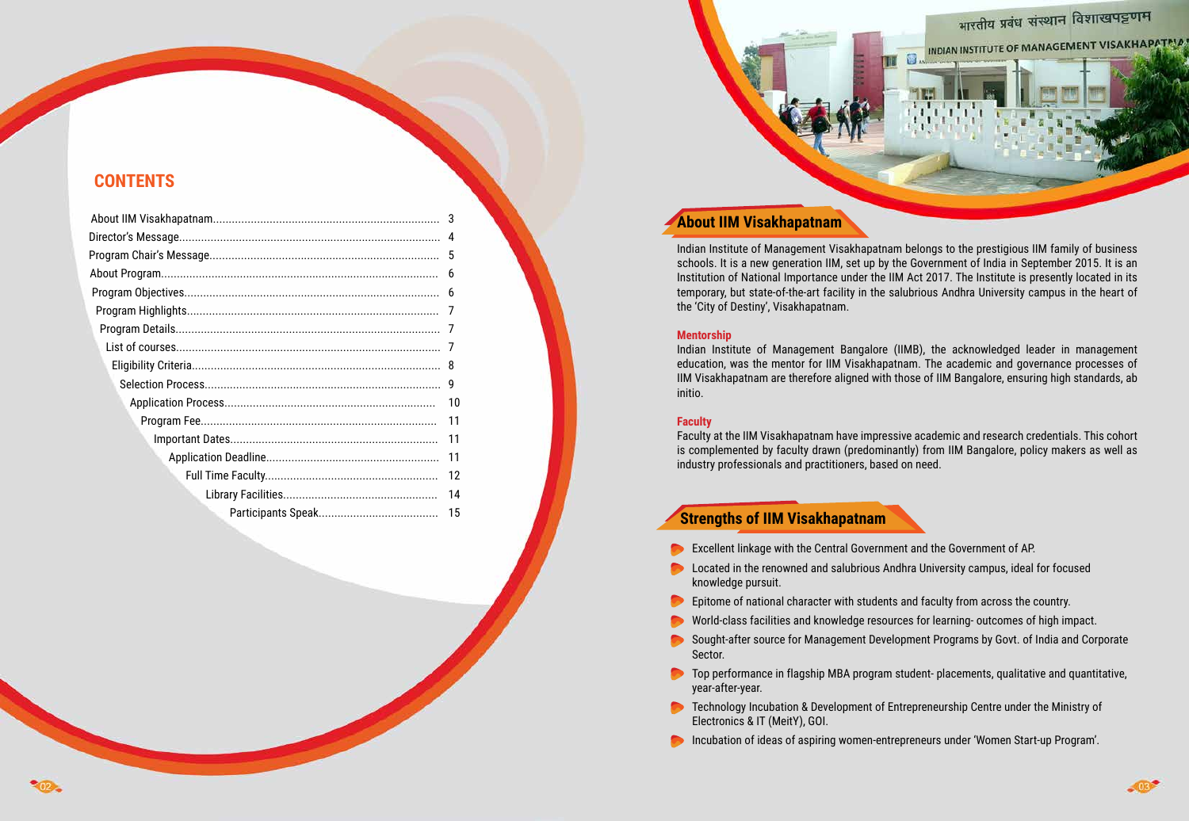## CONTENTS

| | |
|---|---|
| About IIM Visakhapatnam | 3 |
| Director's Message | 4 |
| Program Chair's Message | 5 |
| About Program | 6 |
| Program Objectives | 6 |
| Program Highlights | 7 |
| Program Details | 7 |
| List of courses | 7 |
| Eligibility Criteria | 8 |
| Selection Process | 9 |
| Application Process | 10 |
| Program Fee | 11 |
| Important Dates | 11 |
| Application Deadline | 11 |
| Full Time Faculty | 12 |
| Library Facilities | 14 |
| Participants Speak | 15 |

## About IIM Visakhapatnam

Indian Institute of Management Visakhapatnam belongs to the prestigious IIM family of business schools. It is a new generation IIM, set up by the Government of India in September 2015. It is an Institution of National Importance under the IIM Act 2017. The Institute is presently located in its temporary, but state-of-the-art facility in the salubrious Andhra University campus in the heart of the 'City of Destiny', Visakhapatnam.

### Mentorship

Indian Institute of Management Bangalore (IIMB), the acknowledged leader in management education, was the mentor for IIM Visakhapatnam. The academic and governance processes of IIM Visakhapatnam are therefore aligned with those of IIM Bangalore, ensuring high standards, ab initio.

### Faculty

Faculty at the IIM Visakhapatnam have impressive academic and research credentials. This cohort is complemented by faculty drawn (predominantly) from IIM Bangalore, policy makers as well as industry professionals and practitioners, based on need.

## Strengths of IIM Visakhapatnam

- Excellent linkage with the Central Government and the Government of AP.
- Located in the renowned and salubrious Andhra University campus, ideal for focused knowledge pursuit.
- Epitome of national character with students and faculty from across the country.
- World-class facilities and knowledge resources for learning- outcomes of high impact.
- Sought-after source for Management Development Programs by Govt. of India and Corporate Sector.
- Top performance in flagship MBA program student- placements, qualitative and quantitative, year-after-year.
- Technology Incubation & Development of Entrepreneurship Centre under the Ministry of Electronics & IT (MeitY), GOI.
- Incubation of ideas of aspiring women-entrepreneurs under 'Women Start-up Program'.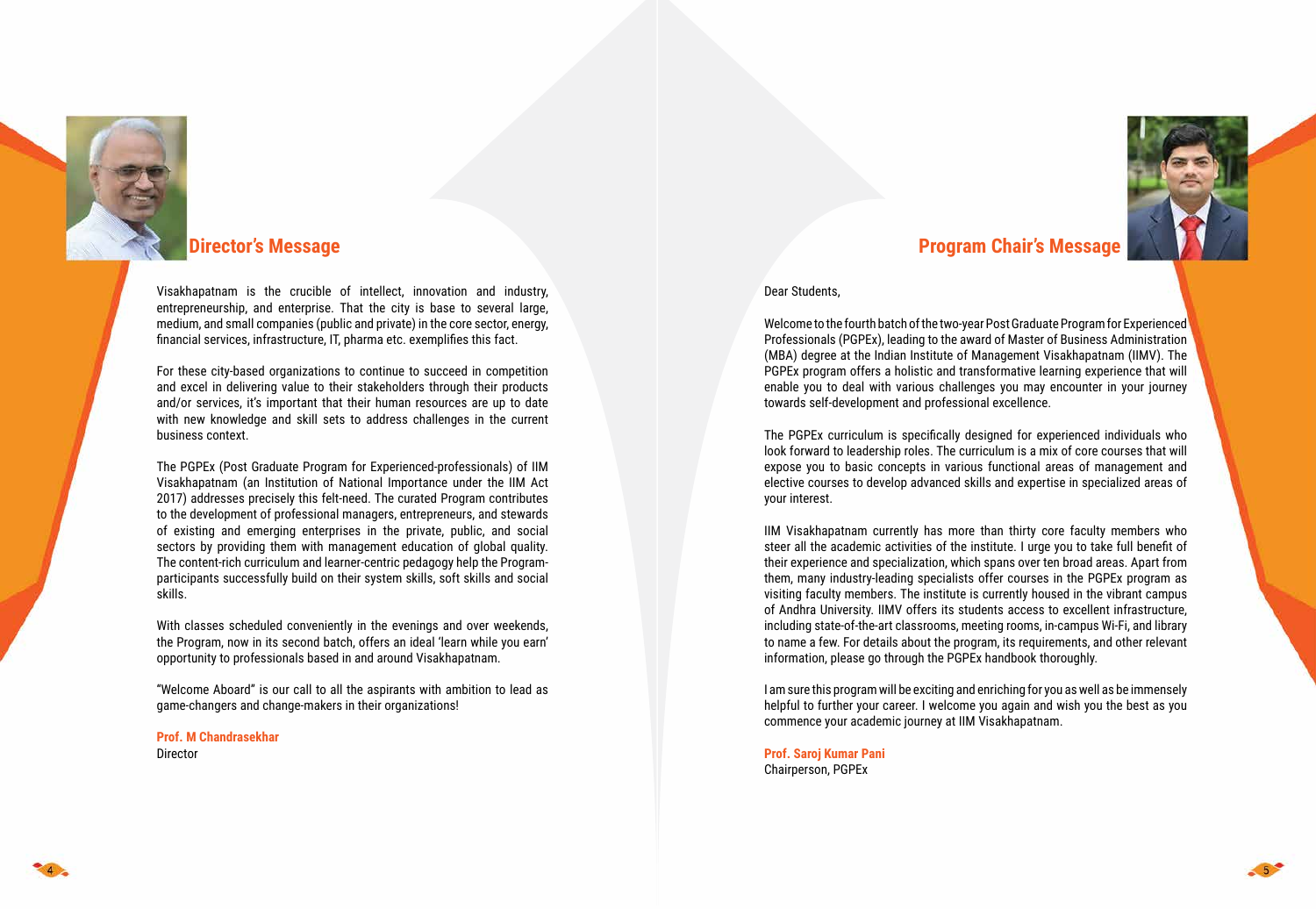## Director's Message

Visakhapatnam is the crucible of intellect, innovation and industry, entrepreneurship, and enterprise. That the city is base to several large, medium, and small companies (public and private) in the core sector, energy, financial services, infrastructure, IT, pharma etc. exemplifies this fact.

For these city-based organizations to continue to succeed in competition and excel in delivering value to their stakeholders through their products and/or services, it's important that their human resources are up to date with new knowledge and skill sets to address challenges in the current business context.

The PGPEx (Post Graduate Program for Experienced-professionals) of IIM Visakhapatnam (an Institution of National Importance under the IIM Act 2017) addresses precisely this felt-need. The curated Program contributes to the development of professional managers, entrepreneurs, and stewards of existing and emerging enterprises in the private, public, and social sectors by providing them with management education of global quality. The content-rich curriculum and learner-centric pedagogy help the Program-participants successfully build on their system skills, soft skills and social skills.

With classes scheduled conveniently in the evenings and over weekends, the Program, now in its second batch, offers an ideal 'learn while you earn' opportunity to professionals based in and around Visakhapatnam.

"Welcome Aboard" is our call to all the aspirants with ambition to lead as game-changers and change-makers in their organizations!

**Prof. M Chandrasekhar**
Director

## Program Chair's Message

Dear Students,

Welcome to the fourth batch of the two-year Post Graduate Program for Experienced Professionals (PGPEx), leading to the award of Master of Business Administration (MBA) degree at the Indian Institute of Management Visakhapatnam (IIMV). The PGPEx program offers a holistic and transformative learning experience that will enable you to deal with various challenges you may encounter in your journey towards self-development and professional excellence.

The PGPEx curriculum is specifically designed for experienced individuals who look forward to leadership roles. The curriculum is a mix of core courses that will expose you to basic concepts in various functional areas of management and elective courses to develop advanced skills and expertise in specialized areas of your interest.

IIM Visakhapatnam currently has more than thirty core faculty members who steer all the academic activities of the institute. I urge you to take full benefit of their experience and specialization, which spans over ten broad areas. Apart from them, many industry-leading specialists offer courses in the PGPEx program as visiting faculty members. The institute is currently housed in the vibrant campus of Andhra University. IIMV offers its students access to excellent infrastructure, including state-of-the-art classrooms, meeting rooms, in-campus Wi-Fi, and library to name a few. For details about the program, its requirements, and other relevant information, please go through the PGPEx handbook thoroughly.

I am sure this program will be exciting and enriching for you as well as be immensely helpful to further your career. I welcome you again and wish you the best as you commence your academic journey at IIM Visakhapatnam.

**Prof. Saroj Kumar Pani**
Chairperson, PGPEx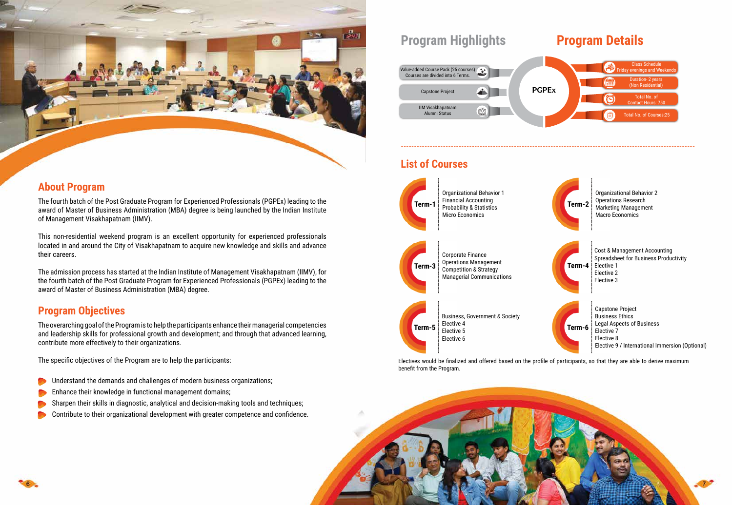## About Program

The fourth batch of the Post Graduate Program for Experienced Professionals (PGPEx) leading to the award of Master of Business Administration (MBA) degree is being launched by the Indian Institute of Management Visakhapatnam (IIMV).

This non-residential weekend program is an excellent opportunity for experienced professionals located in and around the City of Visakhapatnam to acquire new knowledge and skills and advance their careers.

The admission process has started at the Indian Institute of Management Visakhapatnam (IIMV), for the fourth batch of the Post Graduate Program for Experienced Professionals (PGPEx) leading to the award of Master of Business Administration (MBA) degree.

## Program Objectives

The overarching goal of the Program is to help the participants enhance their managerial competencies and leadership skills for professional growth and development; and through that advanced learning, contribute more effectively to their organizations.

The specific objectives of the Program are to help the participants:

- Understand the demands and challenges of modern business organizations;
- Enhance their knowledge in functional management domains;
- Sharpen their skills in diagnostic, analytical and decision-making tools and techniques;
- Contribute to their organizational development with greater competence and confidence.

## Program Highlights

PGPEx

- Value-added Course Pack (25 courses) Courses are divided into 6 Terms.
- Capstone Project
- IIM Visakhapatnam Alumni Status

## Program Details

- Class Schedule Friday evenings and Weekends
- Duration- 2 years (Non Residential)
- Total No. of Contact Hours: 750
- Total No. of Courses:25

## List of Courses

**Term-1**
- Organizational Behavior 1
- Financial Accounting
- Probability & Statistics
- Micro Economics

**Term-2**
- Organizational Behavior 2
- Operations Research
- Marketing Management
- Macro Economics

**Term-3**
- Corporate Finance
- Operations Management
- Competition & Strategy
- Managerial Communications

**Term-4**
- Cost & Management Accounting
- Spreadsheet for Business Productivity
- Elective 1
- Elective 2
- Elective 3

**Term-5**
- Business, Government & Society
- Elective 4
- Elective 5
- Elective 6

**Term-6**
- Capstone Project
- Business Ethics
- Legal Aspects of Business
- Elective 7
- Elective 8
- Elective 9 / International Immersion (Optional)

Electives would be finalized and offered based on the profile of participants, so that they are able to derive maximum benefit from the Program.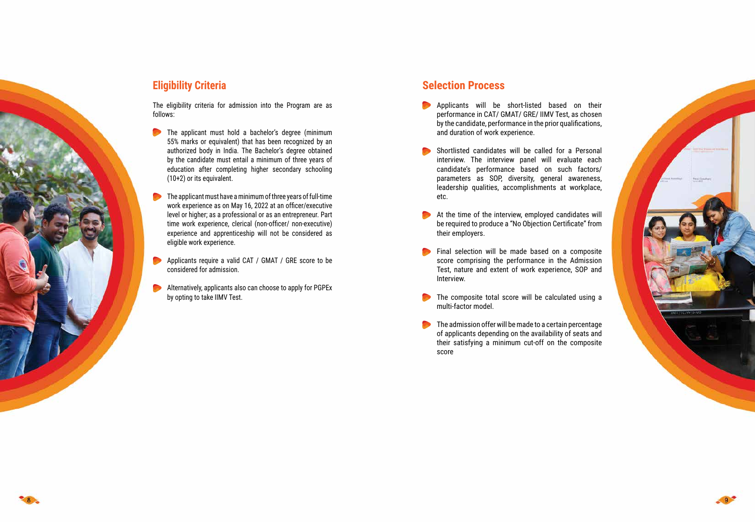## Eligibility Criteria

The eligibility criteria for admission into the Program are as follows:

- The applicant must hold a bachelor's degree (minimum 55% marks or equivalent) that has been recognized by an authorized body in India. The Bachelor's degree obtained by the candidate must entail a minimum of three years of education after completing higher secondary schooling (10+2) or its equivalent.
- The applicant must have a minimum of three years of full-time work experience as on May 16, 2022 at an officer/executive level or higher; as a professional or as an entrepreneur. Part time work experience, clerical (non-officer/ non-executive) experience and apprenticeship will not be considered as eligible work experience.
- Applicants require a valid CAT / GMAT / GRE score to be considered for admission.
- Alternatively, applicants also can choose to apply for PGPEx by opting to take IIMV Test.

## Selection Process

- Applicants will be short-listed based on their performance in CAT/ GMAT/ GRE/ IIMV Test, as chosen by the candidate, performance in the prior qualifications, and duration of work experience.
- Shortlisted candidates will be called for a Personal interview. The interview panel will evaluate each candidate's performance based on such factors/ parameters as SOP, diversity, general awareness, leadership qualities, accomplishments at workplace, etc.
- At the time of the interview, employed candidates will be required to produce a "No Objection Certificate" from their employers.
- Final selection will be made based on a composite score comprising the performance in the Admission Test, nature and extent of work experience, SOP and Interview.
- The composite total score will be calculated using a multi-factor model.
- The admission offer will be made to a certain percentage of applicants depending on the availability of seats and their satisfying a minimum cut-off on the composite score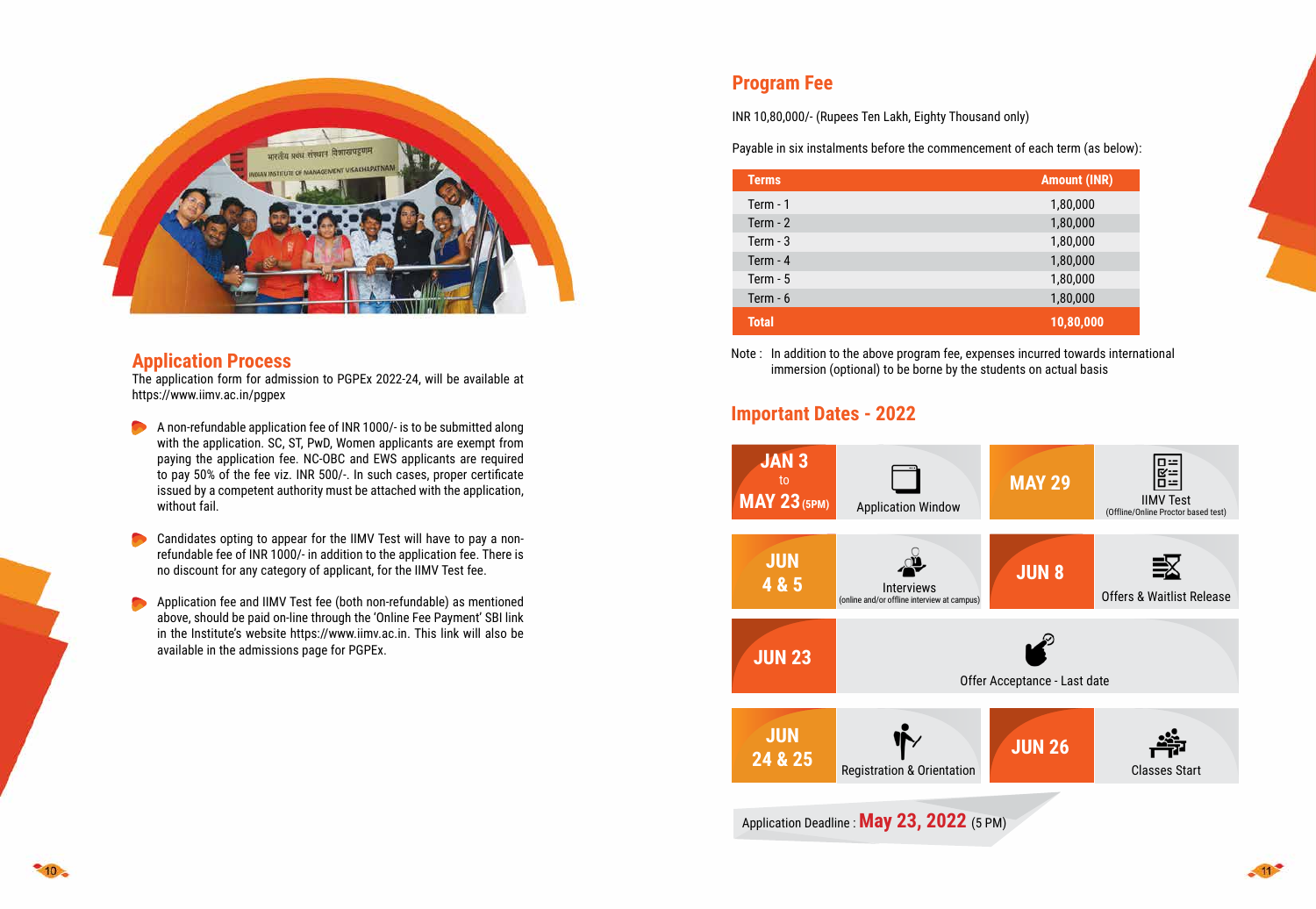## Application Process

The application form for admission to PGPEx 2022-24, will be available at https://www.iimv.ac.in/pgpex

- A non-refundable application fee of INR 1000/- is to be submitted along with the application. SC, ST, PwD, Women applicants are exempt from paying the application fee. NC-OBC and EWS applicants are required to pay 50% of the fee viz. INR 500/-. In such cases, proper certificate issued by a competent authority must be attached with the application, without fail.
- Candidates opting to appear for the IIMV Test will have to pay a non-refundable fee of INR 1000/- in addition to the application fee. There is no discount for any category of applicant, for the IIMV Test fee.
- Application fee and IIMV Test fee (both non-refundable) as mentioned above, should be paid on-line through the 'Online Fee Payment' SBI link in the Institute's website https://www.iimv.ac.in. This link will also be available in the admissions page for PGPEx.

## Program Fee

INR 10,80,000/- (Rupees Ten Lakh, Eighty Thousand only)

Payable in six instalments before the commencement of each term (as below):

| Terms | Amount (INR) |
|---|---|
| Term - 1 | 1,80,000 |
| Term - 2 | 1,80,000 |
| Term - 3 | 1,80,000 |
| Term - 4 | 1,80,000 |
| Term - 5 | 1,80,000 |
| Term - 6 | 1,80,000 |
| **Total** | **10,80,000** |

Note : In addition to the above program fee, expenses incurred towards international immersion (optional) to be borne by the students on actual basis

## Important Dates - 2022

| Date | Event |
|---|---|
| JAN 3 to MAY 23 (5PM) | Application Window |
| MAY 29 | IIMV Test (Offline/Online Proctor based test) |
| JUN 4 & 5 | Interviews (online and/or offline interview at campus) |
| JUN 8 | Offers & Waitlist Release |
| JUN 23 | Offer Acceptance - Last date |
| JUN 24 & 25 | Registration & Orientation |
| JUN 26 | Classes Start |

Application Deadline : **May 23, 2022** (5 PM)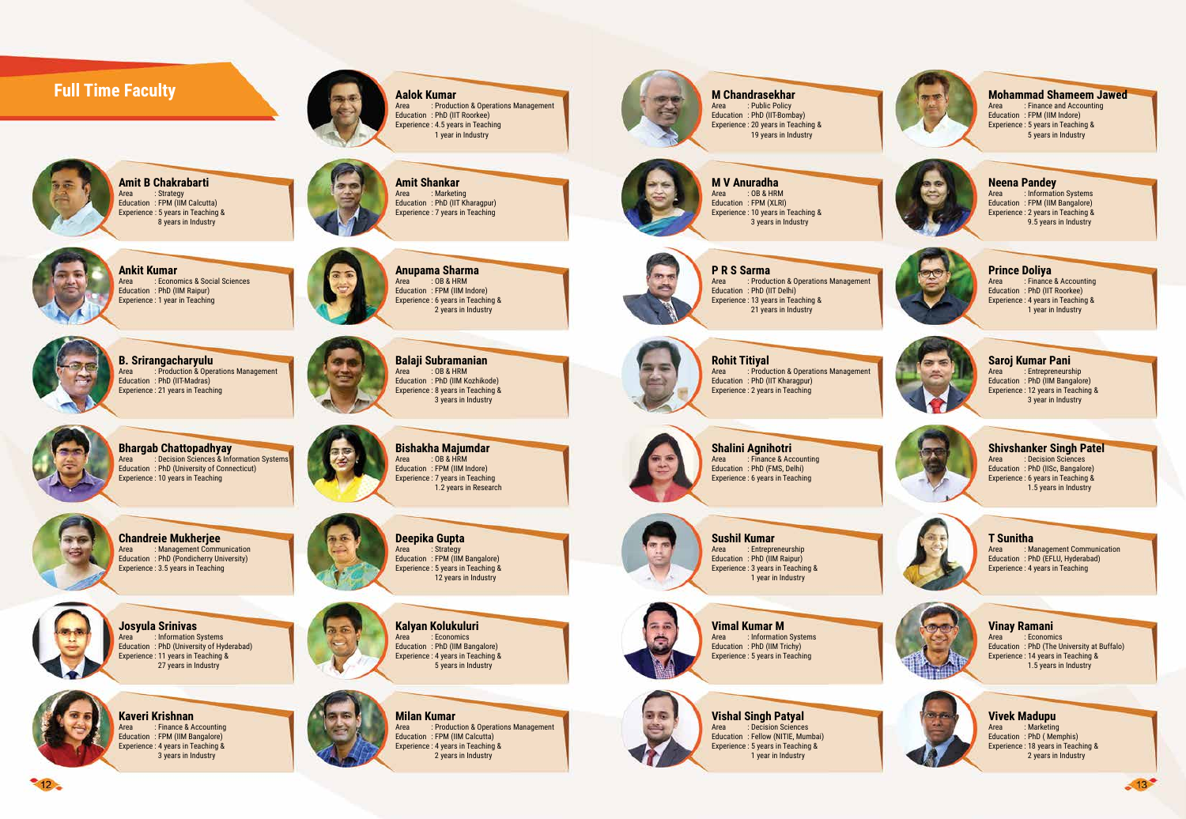# Full Time Faculty

### Aalok Kumar
Area : Production & Operations Management
Education : PhD (IIT Roorkee)
Experience : 4.5 years in Teaching
1 year in Industry

### Amit B Chakrabarti
Area : Strategy
Education : FPM (IIM Calcutta)
Experience : 5 years in Teaching &
8 years in Industry

### Amit Shankar
Area : Marketing
Education : PhD (IIT Kharagpur)
Experience : 7 years in Teaching

### Ankit Kumar
Area : Economics & Social Sciences
Education : PhD (IIM Raipur)
Experience : 1 year in Teaching

### Anupama Sharma
Area : OB & HRM
Education : FPM (IIM Indore)
Experience : 6 years in Teaching &
2 years in Industry

### B. Srirangacharyulu
Area : Production & Operations Management
Education : PhD (IIT-Madras)
Experience : 21 years in Teaching

### Balaji Subramanian
Area : OB & HRM
Education : PhD (IIM Kozhikode)
Experience : 8 years in Teaching &
3 years in Industry

### Bhargab Chattopadhyay
Area : Decision Sciences & Information Systems
Education : PhD (University of Connecticut)
Experience : 10 years in Teaching

### Bishakha Majumdar
Area : OB & HRM
Education : FPM (IIM Indore)
Experience : 7 years in Teaching
1.2 years in Research

### Chandreie Mukherjee
Area : Management Communication
Education : PhD (Pondicherry University)
Experience : 3.5 years in Teaching

### Deepika Gupta
Area : Strategy
Education : FPM (IIM Bangalore)
Experience : 5 years in Teaching &
12 years in Industry

### Josyula Srinivas
Area : Information Systems
Education : PhD (University of Hyderabad)
Experience : 11 years in Teaching &
27 years in Industry

### Kalyan Kolukuluri
Area : Economics
Education : PhD (IIM Bangalore)
Experience : 4 years in Teaching &
5 years in Industry

### Kaveri Krishnan
Area : Finance & Accounting
Education : FPM (IIM Bangalore)
Experience : 4 years in Teaching &
3 years in Industry

### Milan Kumar
Area : Production & Operations Management
Education : FPM (IIM Calcutta)
Experience : 4 years in Teaching &
2 years in Industry

### M Chandrasekhar
Area : Public Policy
Education : PhD (IIT-Bombay)
Experience : 20 years in Teaching &
19 years in Industry

### M V Anuradha
Area : OB & HRM
Education : FPM (XLRI)
Experience : 10 years in Teaching &
3 years in Industry

### P R S Sarma
Area : Production & Operations Management
Education : PhD (IIT Delhi)
Experience : 13 years in Teaching &
21 years in Industry

### Rohit Titiyal
Area : Production & Operations Management
Education : PhD (IIT Kharagpur)
Experience : 2 years in Teaching

### Shalini Agnihotri
Area : Finance & Accounting
Education : PhD (FMS, Delhi)
Experience : 6 years in Teaching

### Sushil Kumar
Area : Entrepreneurship
Education : PhD (IIM Raipur)
Experience : 3 years in Teaching &
1 year in Industry

### Vimal Kumar M
Area : Information Systems
Education : PhD (IIM Trichy)
Experience : 5 years in Teaching

### Vishal Singh Patyal
Area : Decision Sciences
Education : Fellow (NITIE, Mumbai)
Experience : 5 years in Teaching &
1 year in Industry

### Mohammad Shameem Jawed
Area : Finance and Accounting
Education : FPM (IIM Indore)
Experience : 5 years in Teaching &
5 years in Industry

### Neena Pandey
Area : Information Systems
Education : FPM (IIM Bangalore)
Experience : 2 years in Teaching &
9.5 years in Industry

### Prince Doliya
Area : Finance & Accounting
Education : PhD (IIT Roorkee)
Experience : 4 years in Teaching &
1 year in Industry

### Saroj Kumar Pani
Area : Entrepreneurship
Education : PhD (IIM Bangalore)
Experience : 12 years in Teaching &
3 year in Industry

### Shivshanker Singh Patel
Area : Decision Sciences
Education : PhD (IISc, Bangalore)
Experience : 6 years in Teaching &
1.5 years in Industry

### T Sunitha
Area : Management Communication
Education : PhD (EFLU, Hyderabad)
Experience : 4 years in Teaching

### Vinay Ramani
Area : Economics
Education : PhD (The University at Buffalo)
Experience : 14 years in Teaching &
1.5 years in Industry

### Vivek Madupu
Area : Marketing
Education : PhD ( Memphis)
Experience : 18 years in Teaching &
2 years in Industry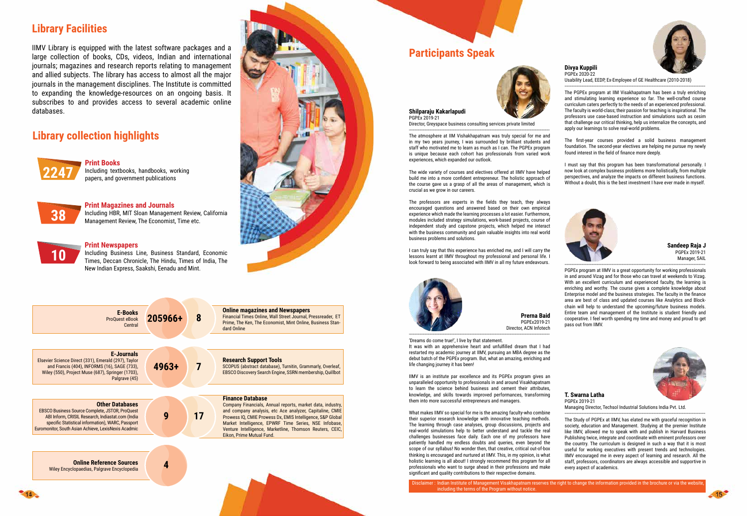## Library Facilities

IIMV Library is equipped with the latest software packages and a large collection of books, CDs, videos, Indian and international journals; magazines and research reports relating to management and allied subjects. The library has access to almost all the major journals in the management disciplines. The Institute is committed to expanding the knowledge-resources on an ongoing basis. It subscribes to and provides access to several academic online databases.

## Library collection highlights

**2247** — **Print Books**
Including textbooks, handbooks, working papers, and government publications

**38** — **Print Magazines and Journals**
Including HBR, MIT Sloan Management Review, California Management Review, The Economist, Time etc.

**10** — **Print Newspapers**
Including Business Line, Business Standard, Economic Times, Deccan Chronicle, The Hindu, Times of India, The New Indian Express, Saakshi, Eenadu and Mint.

**E-Books** — ProQuest eBook Central — **205966+**

**8** — **Online magazines and Newspapers**
Financial Times Online, Wall Street Journal, Pressreader, ET Prime, The Ken, The Economist, Mint Online, Business Standard Online

**E-Journals** — Elsevier Science Direct (331), Emerald (297), Taylor and Francis (404), INFORMS (16), SAGE (733), Wiley (550), Project Muse (687), Springer (1703), Palgrave (45) — **4963+**

**7** — **Research Support Tools**
SCOPUS (abstract database), Turnitin, Grammarly, Overleaf, EBSCO Discovery Search Engine, SSRN membership, Quillbot

**Other Databases** — EBSCO Business Source Complete, JSTOR, ProQuest ABI Inform, CRISIL Research, Indiastat.com (India specific Statistical information), WARC, Passport Euromonitor, South Asian Achieve, LexisNexis Acadmic — **9**

**17** — **Finance Database**
Company Financials, Annual reports, market data, industry, and company analysis, etc Ace analyzer, Capitaline, CMIE Prowess IQ, CMIE Prowess Dx, EMIS Intelligence, S&P Global Market Intelligence, EPWRF Time Series, NSE Infobase, Venture Intelligence, Marketline, Thomson Reuters, CEIC, Eikon, Prime Mutual Fund.

**Online Reference Sources** — Wiley Encyclopaedias, Palgrave Encyclopedia — **4**

## Participants Speak

**Shilparaju Kakarlapudi**
PGPEx 2019-21
Director, Greyspace business consulting services private limited

The atmosphere at IIM Vishakhapatnam was truly special for me and in my two years journey, I was surrounded by brilliant students and staff who motivated me to learn as much as I can. The PGPEx program is unique because each cohort has professionals from varied work experiences, which expanded our outlook.

The wide variety of courses and electives offered at IIMV have helped build me into a more confident entrepreneur. The holistic approach of the course gave us a grasp of all the areas of management, which is crucial as we grow in our careers.

The professors are experts in the fields they teach, they always encouraged questions and answered based on their own empirical experience which made the learning processes a lot easier. Furthermore, modules included strategy simulations, work-based projects, course of independent study and capstone projects, which helped me interact with the business community and gain valuable insights into real world business problems and solutions.

I can truly say that this experience has enriched me, and I will carry the lessons learnt at IIMV throughout my professional and personal life. I look forward to being associated with IIMV in all my future endeavours.

**Prerna Baid**
PGPEx2019-21
Director, ACN Infotech

'Dreams do come true!', I live by that statement.
It was with an apprehensive heart and unfulfilled dream that I had restarted my academic journey at IIMV, pursuing an MBA degree as the debut batch of the PGPEx program. But, what an amazing, enriching and life changing journey it has been!

IIMV is an institute par excellence and its PGPEx program gives an unparalleled opportunity to professionals in and around Visakhapatnam to learn the science behind business and cement their attributes, knowledge, and skills towards improved performances, transforming them into more successful entrepreneurs and managers.

What makes IIMV so special for me is the amazing faculty-who combine their superior research knowledge with innovative teaching methods. The learning through case analyses, group discussions, projects and real-world simulations help to better understand and tackle the real challenges businesses face daily. Each one of my professors have patiently handled my endless doubts and queries, even beyond the scope of our syllabus! No wonder then, that creative, critical out-of-box thinking is encouraged and nurtured at IIMV. This, in my opinion, is what holistic learning is all about! I strongly recommend this program for all professionals who want to surge ahead in their professions and make significant and quality contributions to their respective domains.

**Divya Kuppili**
PGPEx 2020-22
Usability Lead, EEDP, Ex-Employee of GE Healthcare (2010-2018)

The PGPEx program at IIM Visakhapatnam has been a truly enriching and stimulating learning experience so far. The well-crafted course curriculum caters perfectly to the needs of an experienced professional. The faculty is world-class; their passion for teaching is inspirational. The professors use case-based instruction and simulations such as cesim that challenge our critical thinking, help us internalize the concepts, and apply our learnings to solve real-world problems.

The first-year courses provided a solid business management foundation. The second-year electives are helping me pursue my newly found interest in the field of finance more deeply.

I must say that this program has been transformational personally. I now look at complex business problems more holistically, from multiple perspectives, and analyze the impacts on different business functions. Without a doubt, this is the best investment I have ever made in myself.

**Sandeep Raja J**
PGPEx 2019-21
Manager, SAIL

PGPEx program at IIMV is a great opportunity for working professionals in and around Vizag and for those who can travel at weekends to Vizag. With an excellent curriculum and experienced faculty, the learning is enriching and worthy. The course gives a complete knowledge about Enterprise model and the business strategies. The faculty in the finance area are best of class and updated courses like Analytics and Block-chain will help to understand the upcoming/future business models. Entire team and management of the Institute is student friendly and cooperative. I feel worth spending my time and money and proud to get pass out from IIMV.

**T. Swarna Latha**
PGPEx 2019-21
Managing Director, Techsol Industrial Solutions India Pvt. Ltd.

The Study of PGPEx at IIMV, has elated me with graceful recognition in society, education and Management. Studying at the premier Institute like IIMV, allowed me to speak with and publish in Harvard Business Publishing twice, integrate and coordinate with eminent professors over the country. The curriculum is designed in such a way that it is most useful for working executives with present trends and technologies. IIMV encouraged me in every aspect of learning and research. All the staff, professors, coordinators are always accessible and supportive in every aspect of academics.

Disclaimer : Indian Institute of Management Visakhapatnam reserves the right to change the information provided in the brochure or via the website, including the terms of the Program without notice.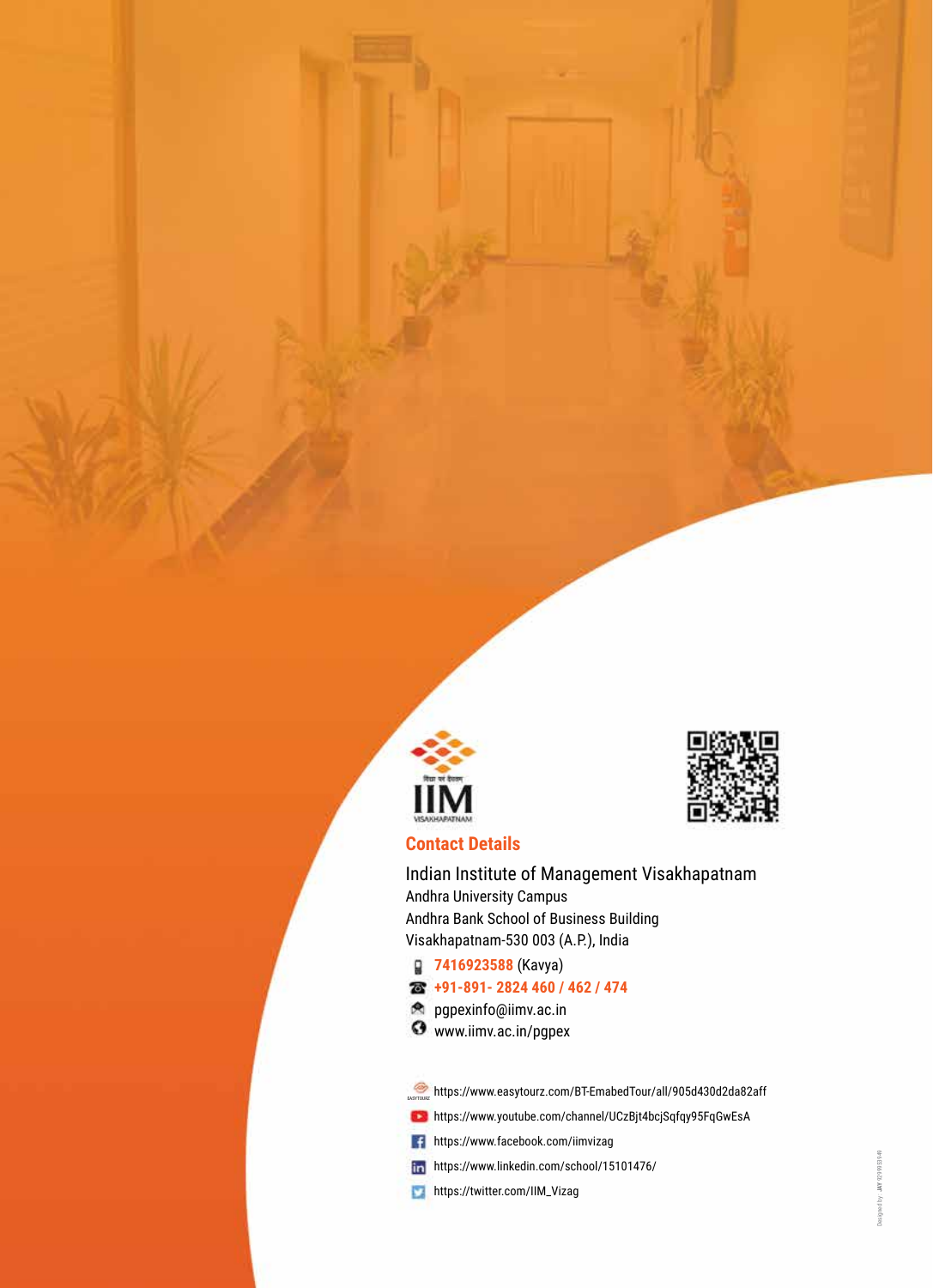## Contact Details

Indian Institute of Management Visakhapatnam
Andhra University Campus
Andhra Bank School of Business Building
Visakhapatnam-530 003 (A.P.), India

- **7416923588** (Kavya)
- **+91-891- 2824 460 / 462 / 474**
- pgpexinfo@iimv.ac.in
- www.iimv.ac.in/pgpex

- https://www.easytourz.com/BT-EmabedTour/all/905d430d2da82aff
- https://www.youtube.com/channel/UCzBjt4bcjSqfqy95FqGwEsA
- https://www.facebook.com/iimvizag
- https://www.linkedin.com/school/15101476/
- https://twitter.com/IIM_Vizag